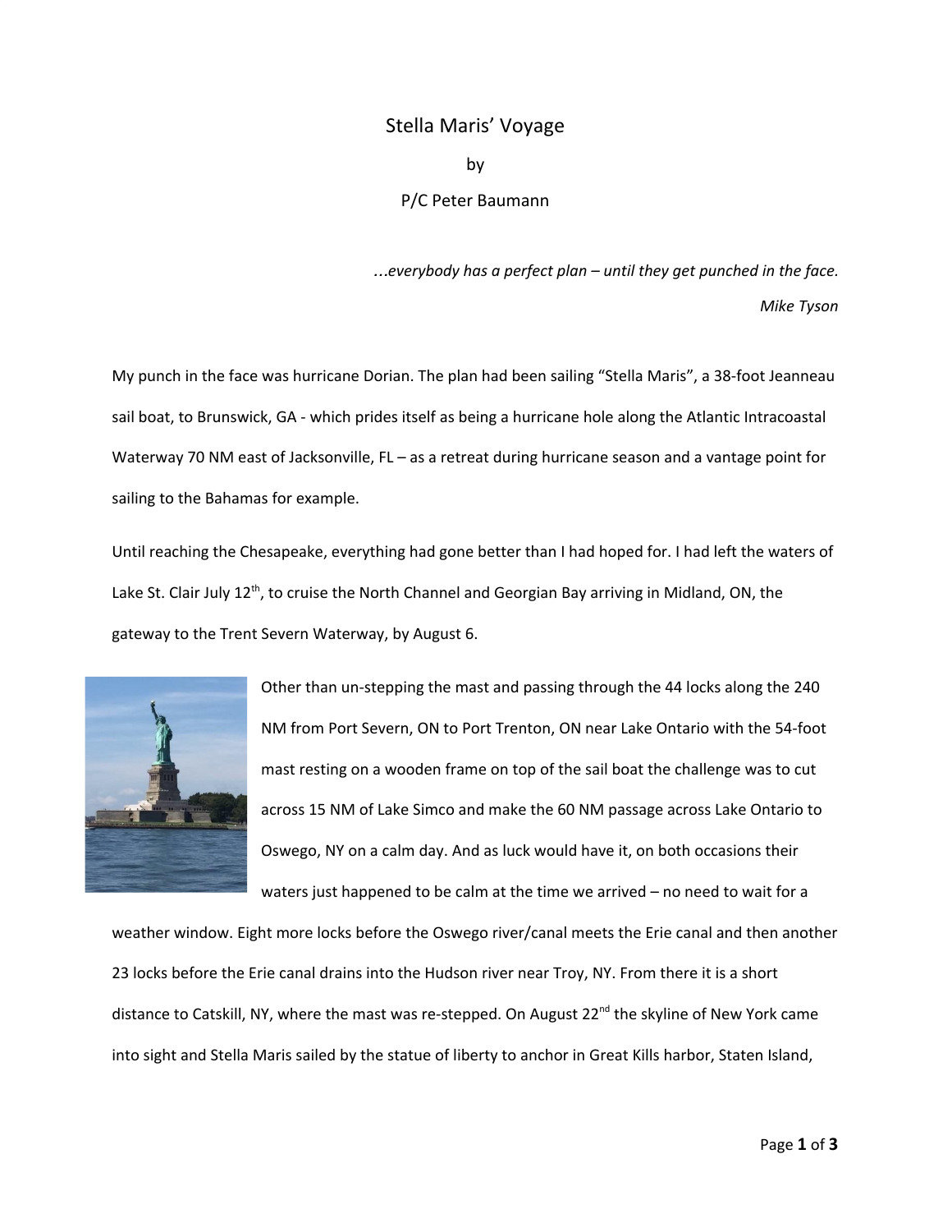# Stella Maris' Voyage

by

P/C Peter Baumann

*…everybody has a perfect plan – until they get punched in the face.*

*Mike Tyson*

My punch in the face was hurricane Dorian. The plan had been sailing "Stella Maris", a 38-foot Jeanneau sail boat, to Brunswick, GA - which prides itself as being a hurricane hole along the Atlantic Intracoastal Waterway 70 NM east of Jacksonville, FL – as a retreat during hurricane season and a vantage point for sailing to the Bahamas for example.

Until reaching the Chesapeake, everything had gone better than I had hoped for. I had left the waters of Lake St. Clair July 12th, to cruise the North Channel and Georgian Bay arriving in Midland, ON, the gateway to the Trent Severn Waterway, by August 6.

Other than un-stepping the mast and passing through the 44 locks along the 240 NM from Port Severn, ON to Port Trenton, ON near Lake Ontario with the 54-foot mast resting on a wooden frame on top of the sail boat the challenge was to cut across 15 NM of Lake Simco and make the 60 NM passage across Lake Ontario to Oswego, NY on a calm day. And as luck would have it, on both occasions their waters just happened to be calm at the time we arrived – no need to wait for a weather window. Eight more locks before the Oswego river/canal meets the Erie canal and then another 23 locks before the Erie canal drains into the Hudson river near Troy, NY. From there it is a short distance to Catskill, NY, where the mast was re-stepped. On August 22nd the skyline of New York came into sight and Stella Maris sailed by the statue of liberty to anchor in Great Kills harbor, Staten Island,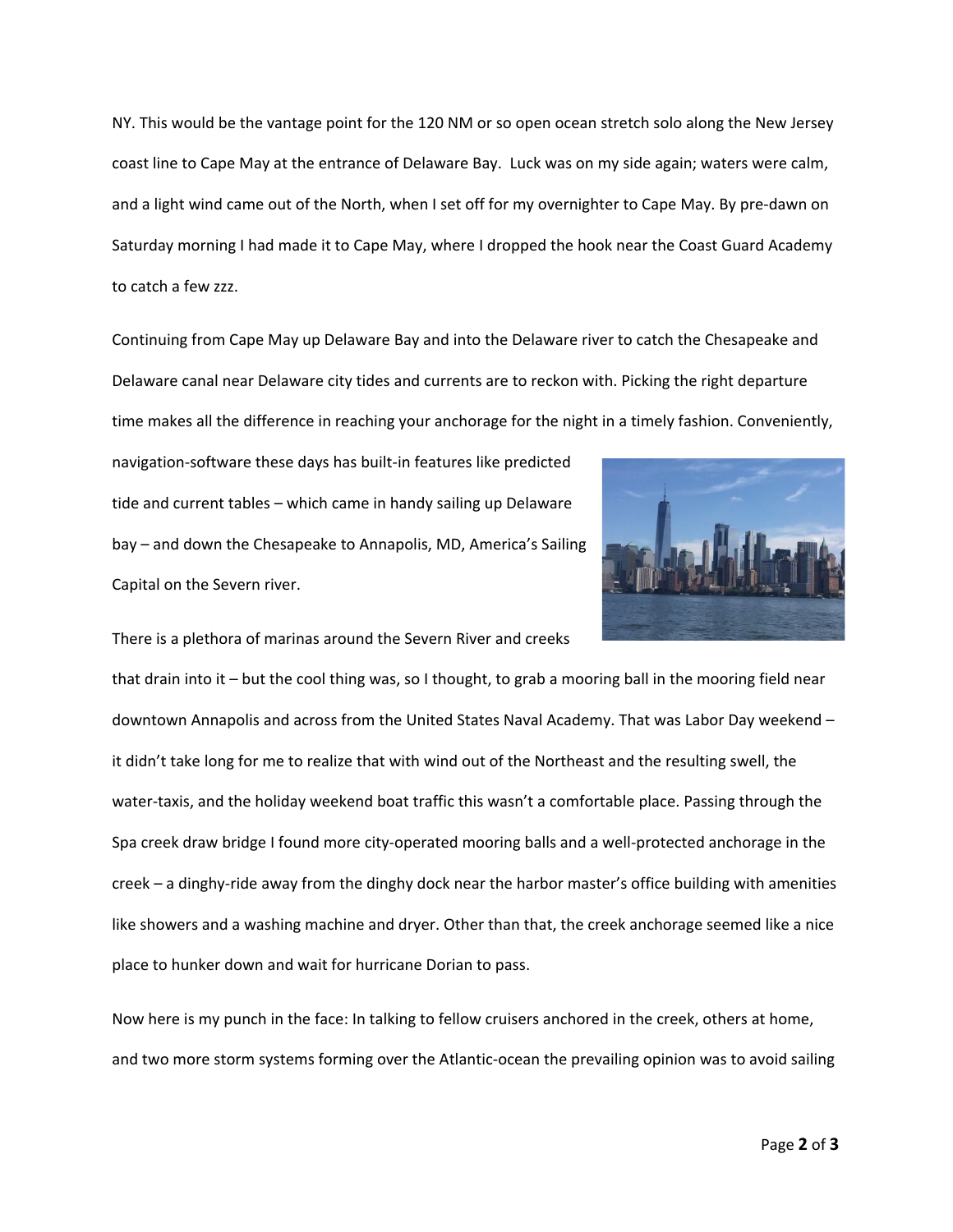NY. This would be the vantage point for the 120 NM or so open ocean stretch solo along the New Jersey coast line to Cape May at the entrance of Delaware Bay. Luck was on my side again; waters were calm, and a light wind came out of the North, when I set off for my overnighter to Cape May. By pre-dawn on Saturday morning I had made it to Cape May, where I dropped the hook near the Coast Guard Academy to catch a few zzz.

Continuing from Cape May up Delaware Bay and into the Delaware river to catch the Chesapeake and Delaware canal near Delaware city tides and currents are to reckon with. Picking the right departure time makes all the difference in reaching your anchorage for the night in a timely fashion. Conveniently, navigation-software these days has built-in features like predicted tide and current tables – which came in handy sailing up Delaware bay – and down the Chesapeake to Annapolis, MD, America's Sailing Capital on the Severn river.

There is a plethora of marinas around the Severn River and creeks that drain into it – but the cool thing was, so I thought, to grab a mooring ball in the mooring field near downtown Annapolis and across from the United States Naval Academy. That was Labor Day weekend – it didn't take long for me to realize that with wind out of the Northeast and the resulting swell, the water-taxis, and the holiday weekend boat traffic this wasn't a comfortable place. Passing through the Spa creek draw bridge I found more city-operated mooring balls and a well-protected anchorage in the creek – a dinghy-ride away from the dinghy dock near the harbor master's office building with amenities like showers and a washing machine and dryer. Other than that, the creek anchorage seemed like a nice place to hunker down and wait for hurricane Dorian to pass.

Now here is my punch in the face: In talking to fellow cruisers anchored in the creek, others at home, and two more storm systems forming over the Atlantic-ocean the prevailing opinion was to avoid sailing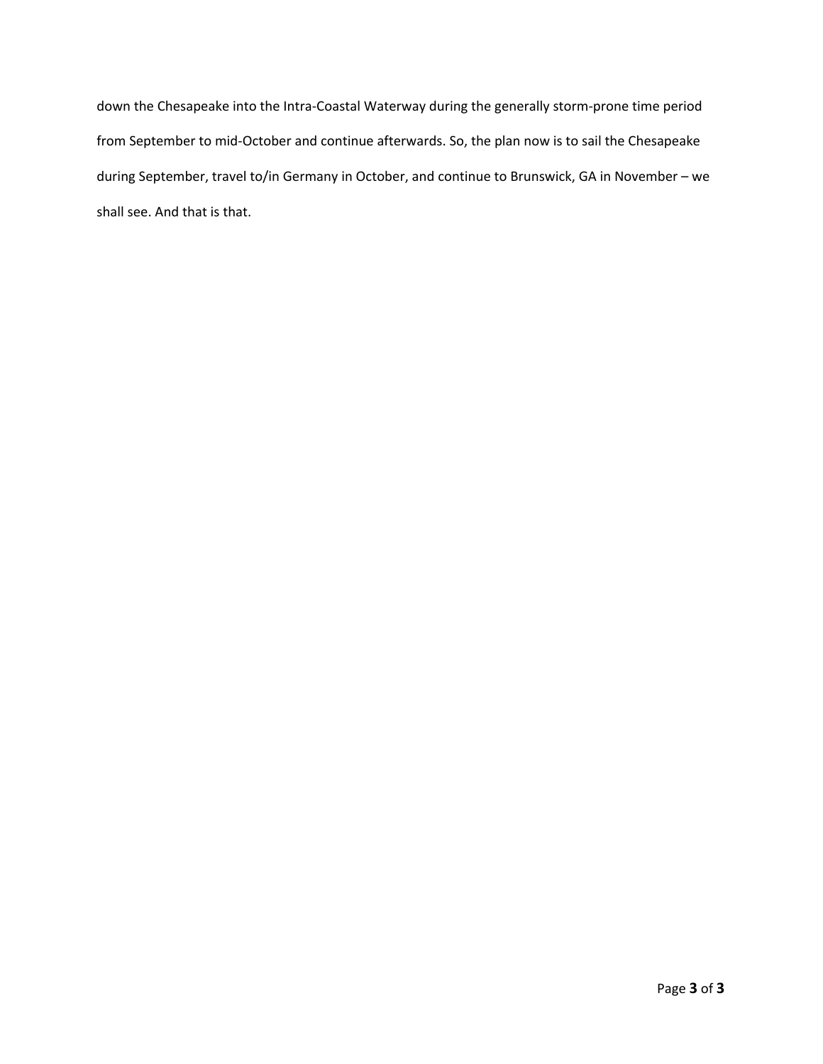down the Chesapeake into the Intra-Coastal Waterway during the generally storm-prone time period from September to mid-October and continue afterwards. So, the plan now is to sail the Chesapeake during September, travel to/in Germany in October, and continue to Brunswick, GA in November – we shall see. And that is that.